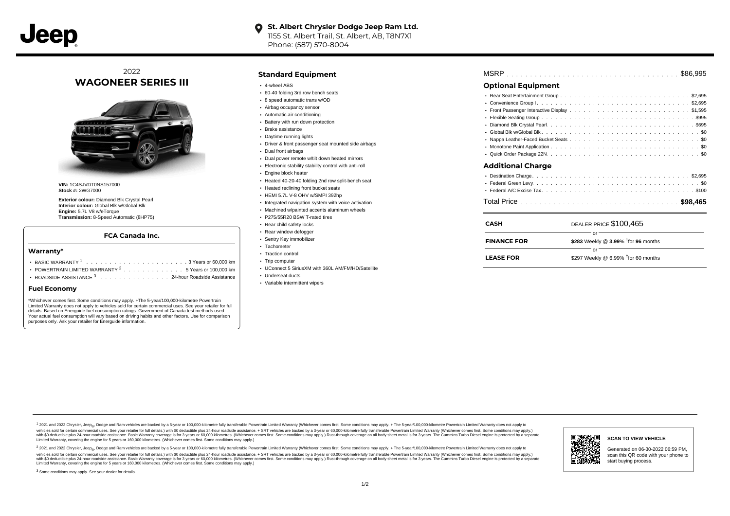Jeep

**St. Albert Chrysler Dodge Jeep Ram Ltd.**
1155 St. Albert Trail, St. Albert, AB, T8N7X1
Phone: (587) 570-8004

# 2022 WAGONEER SERIES III

**VIN:** 1C4SJVDT0NS157000
**Stock #:** 2WG7000

**Exterior colour:** Diamond Blk Crystal Pearl
**Interior colour:** Global Blk w/Global Blk
**Engine:** 5.7L V8 w/eTorque
**Transmission:** 8-Speed Automatic (8HP75)

### FCA Canada Inc.

#### Warranty*

- BASIC WARRANTY [1] . . . . . . . . . . . . . . 3 Years or 60,000 km
- POWERTRAIN LIMITED WARRANTY [2] . . . . . . . . 5 Years or 100,000 km
- ROADSIDE ASSISTANCE [3] . . . . . . . . . . 24-hour Roadside Assistance

#### Fuel Economy

*Whichever comes first. Some conditions may apply. +The 5-year/100,000-kilometre Powertrain Limited Warranty does not apply to vehicles sold for certain commercial uses. See your retailer for full details. Based on Energuide fuel consumption ratings. Government of Canada test methods used. Your actual fuel consumption will vary based on driving habits and other factors. Use for comparison purposes only. Ask your retailer for Energuide information.

## Standard Equipment

- 4-wheel ABS
- 60-40 folding 3rd row bench seats
- 8 speed automatic trans w/OD
- Airbag occupancy sensor
- Automatic air conditioning
- Battery with run down protection
- Brake assistance
- Daytime running lights
- Driver & front passenger seat mounted side airbags
- Dual front airbags
- Dual power remote w/tilt down heated mirrors
- Electronic stability stability control with anti-roll
- Engine block heater
- Heated 40-20-40 folding 2nd row split-bench seat
- Heated reclining front bucket seats
- HEMI 5.7L V-8 OHV w/SMPI 392hp
- Integrated navigation system with voice activation
- Machined w/painted accents aluminum wheels
- P275/55R20 BSW T-rated tires
- Rear child safety locks
- Rear window defogger
- Sentry Key immobilizer
- Tachometer
- Traction control
- Trip computer
- UConnect 5 SiriusXM with 360L AM/FM/HD/Satellite
- Underseat ducts
- Variable intermittent wipers

MSRP . . . . . . . . . . . . . . . . . . . . . . $86,995

## Optional Equipment

- Rear Seat Entertainment Group . . . . . . . . . . $2,695
- Convenience Group I . . . . . . . . . . . . . . $2,695
- Front Passenger Interactive Display . . . . . . . $1,595
- Flexible Seating Group . . . . . . . . . . . . . $995
- Diamond Blk Crystal Pearl . . . . . . . . . . . . $695
- Global Blk w/Global Blk . . . . . . . . . . . . . $0
- Nappa Leather-Faced Bucket Seats . . . . . . . . . $0
- Monotone Paint Application . . . . . . . . . . . $0
- Quick Order Package 22N . . . . . . . . . . . . $0

## Additional Charge

- Destination Charge . . . . . . . . . . . . . . $2,695
- Federal Green Levy . . . . . . . . . . . . . . . $0
- Federal A/C Excise Tax . . . . . . . . . . . . . $100

Total Price . . . . . . . . . . . . . . . . . . **$98,465**

| | |
|---|---|
| **CASH** | DEALER PRICE $100,465 |
| | or |
| **FINANCE FOR** | **$283** Weekly @ **3.99**% †for **96** months |
| | or |
| **LEASE FOR** | $297 Weekly @ 6.99% †for 60 months |

[1] 2021 and 2022 Chrysler, Jeep®, Dodge and Ram vehicles are backed by a 5-year or 100,000-kilometre fully transferable Powertrain Limited Warranty (Whichever comes first. Some conditions may apply. + The 5-year/100,000-kilometre Powertrain Limited Warranty does not apply to vehicles sold for certain commercial uses. See your retailer for full details.) with $0 deductible plus 24-hour roadside assistance. + SRT vehicles are backed by a 3-year or 60,000-kilometre fully transferable Powertrain Limited Warranty (Whichever comes first. Some conditions may apply.) with $0 deductible plus 24-hour roadside assistance. Basic Warranty coverage is for 3 years or 60,000 kilometres. (Whichever comes first. Some conditions may apply.) Rust-through coverage on all body sheet metal is for 3 years. The Cummins Turbo Diesel engine is protected by a separate Limited Warranty, covering the engine for 5 years or 160,000 kilometres. (Whichever comes first. Some conditions may apply.)

[2] 2021 and 2022 Chrysler, Jeep®, Dodge and Ram vehicles are backed by a 5-year or 100,000-kilometre fully transferable Powertrain Limited Warranty (Whichever comes first. Some conditions may apply. + The 5-year/100,000-kilometre Powertrain Limited Warranty does not apply to vehicles sold for certain commercial uses. See your retailer for full details.) with $0 deductible plus 24-hour roadside assistance. + SRT vehicles are backed by a 3-year or 60,000-kilometre fully transferable Powertrain Limited Warranty (Whichever comes first. Some conditions may apply.) with $0 deductible plus 24-hour roadside assistance. Basic Warranty coverage is for 3 years or 60,000 kilometres. (Whichever comes first. Some conditions may apply.) Rust-through coverage on all body sheet metal is for 3 years. The Cummins Turbo Diesel engine is protected by a separate Limited Warranty, covering the engine for 5 years or 160,000 kilometres. (Whichever comes first. Some conditions may apply.)

[3] Some conditions may apply. See your dealer for details.

**SCAN TO VIEW VEHICLE**

Generated on 06-30-2022 06:59 PM, scan this QR code with your phone to start buying process.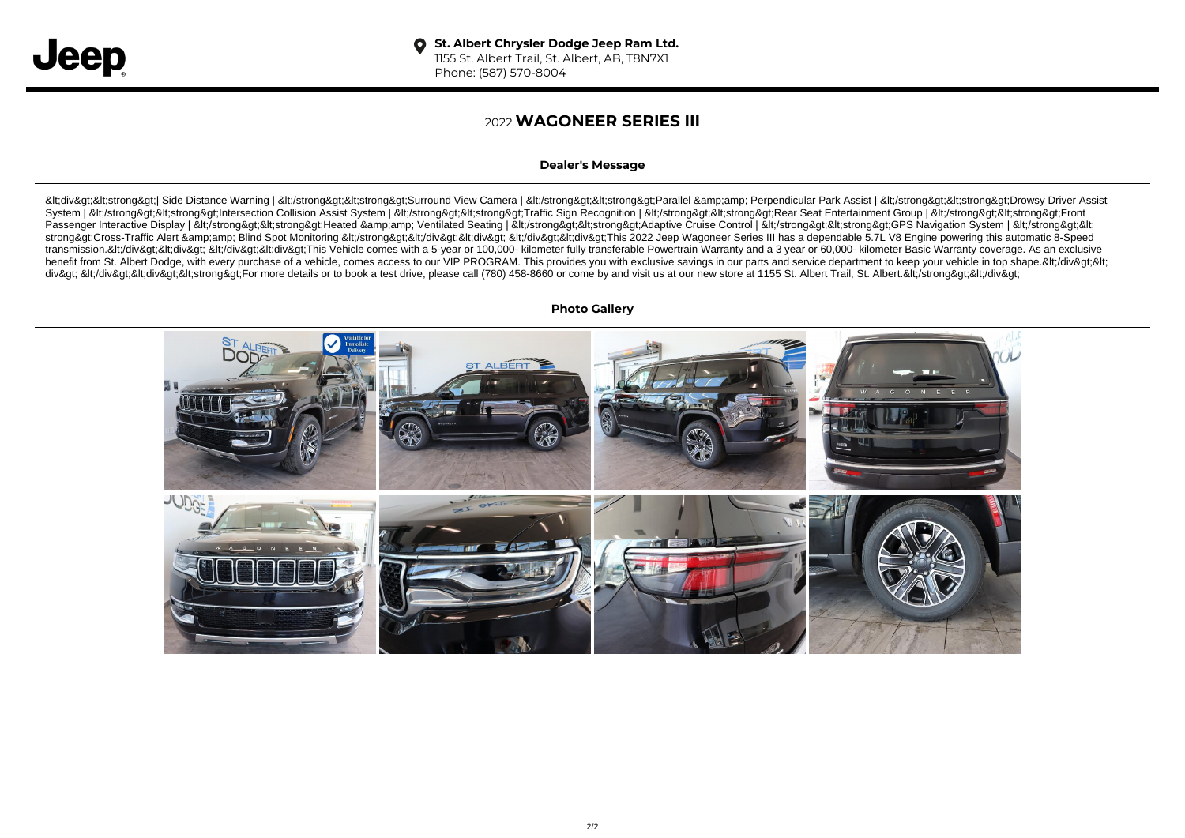**St. Albert Chrysler Dodge Jeep Ram Ltd.**
1155 St. Albert Trail, St. Albert, AB, T8N7X1
Phone: (587) 570-8004

# 2022 **WAGONEER SERIES III**

## Dealer's Message

&lt;div&gt;&lt;strong&gt;| Side Distance Warning | &lt;/strong&gt;&lt;strong&gt;Surround View Camera | &lt;/strong&gt;&lt;strong&gt;Parallel &amp;amp; Perpendicular Park Assist | &lt;/strong&gt;&lt;strong&gt;Drowsy Driver Assist System | &lt;/strong&gt;&lt;strong&gt;Intersection Collision Assist System | &lt;/strong&gt;&lt;strong&gt;Traffic Sign Recognition | &lt;/strong&gt;&lt;strong&gt;Rear Seat Entertainment Group | &lt;/strong&gt;&lt;strong&gt;Front Passenger Interactive Display | &lt;/strong&gt;&lt;strong&gt;Heated &amp;amp; Ventilated Seating | &lt;/strong&gt;&lt;strong&gt;Adaptive Cruise Control | &lt;/strong&gt;&lt;strong&gt;GPS Navigation System | &lt;/strong&gt;&lt; strong&gt;Cross-Traffic Alert &amp;amp; Blind Spot Monitoring &lt;/strong&gt;&lt;/div&gt;&lt;div&gt; &lt;/div&gt;&lt;div&gt;This 2022 Jeep Wagoneer Series III has a dependable 5.7L V8 Engine powering this automatic 8-Speed transmission.&lt;/div&gt;&lt;div&gt; &lt;/div&gt;&lt;div&gt;This Vehicle comes with a 5-year or 100,000- kilometer fully transferable Powertrain Warranty and a 3 year or 60,000- kilometer Basic Warranty coverage. As an exclusive benefit from St. Albert Dodge, with every purchase of a vehicle, comes access to our VIP PROGRAM. This provides you with exclusive savings in our parts and service department to keep your vehicle in top shape.&lt;/div&gt;&lt; div&gt; &lt;/div&gt;&lt;div&gt;&lt;strong&gt;For more details or to book a test drive, please call (780) 458-8660 or come by and visit us at our new store at 1155 St. Albert Trail, St. Albert.&lt;/strong&gt;&lt;/div&gt;

## Photo Gallery